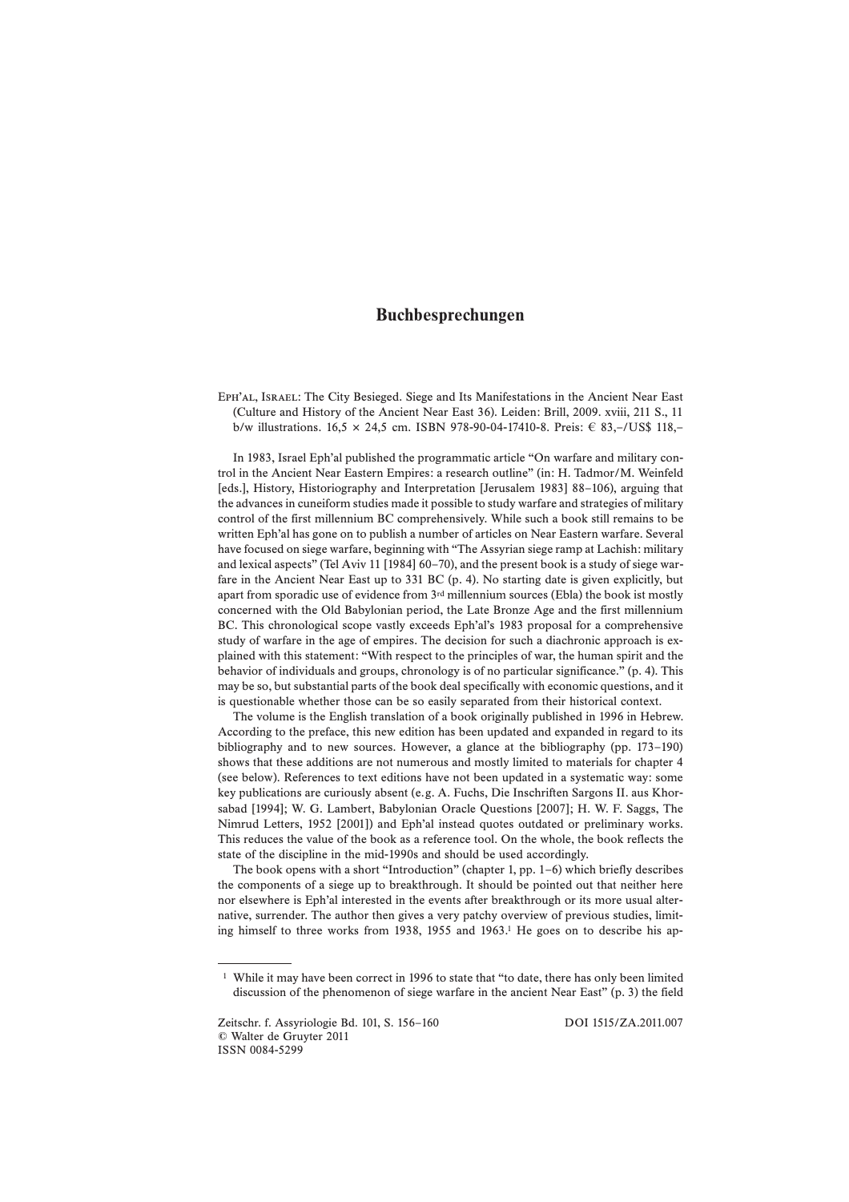# Buchbesprechungen

Eph'al, Israel: The City Besieged. Siege and Its Manifestations in the Ancient Near East (Culture and History of the Ancient Near East 36). Leiden: Brill, 2009. xviii, 211 S., 11 b/w illustrations. 16,5 × 24,5 cm. ISBN 978-90-04-17410-8. Preis: € 83,–/US$ 118,–

In 1983, Israel Eph'al published the programmatic article "On warfare and military control in the Ancient Near Eastern Empires: a research outline" (in: H. Tadmor/M. Weinfeld [eds.], History, Historiography and Interpretation [Jerusalem 1983] 88–106), arguing that the advances in cuneiform studies made it possible to study warfare and strategies of military control of the first millennium BC comprehensively. While such a book still remains to be written Eph'al has gone on to publish a number of articles on Near Eastern warfare. Several have focused on siege warfare, beginning with "The Assyrian siege ramp at Lachish: military and lexical aspects" (Tel Aviv 11 [1984] 60–70), and the present book is a study of siege warfare in the Ancient Near East up to 331 BC (p. 4). No starting date is given explicitly, but apart from sporadic use of evidence from 3rd millennium sources (Ebla) the book ist mostly concerned with the Old Babylonian period, the Late Bronze Age and the first millennium BC. This chronological scope vastly exceeds Eph'al's 1983 proposal for a comprehensive study of warfare in the age of empires. The decision for such a diachronic approach is explained with this statement: "With respect to the principles of war, the human spirit and the behavior of individuals and groups, chronology is of no particular significance." (p. 4). This may be so, but substantial parts of the book deal specifically with economic questions, and it is questionable whether those can be so easily separated from their historical context.

The volume is the English translation of a book originally published in 1996 in Hebrew. According to the preface, this new edition has been updated and expanded in regard to its bibliography and to new sources. However, a glance at the bibliography (pp. 173–190) shows that these additions are not numerous and mostly limited to materials for chapter 4 (see below). References to text editions have not been updated in a systematic way: some key publications are curiously absent (e.g. A. Fuchs, Die Inschriften Sargons II. aus Khorsabad [1994]; W. G. Lambert, Babylonian Oracle Questions [2007]; H. W. F. Saggs, The Nimrud Letters, 1952 [2001]) and Eph'al instead quotes outdated or preliminary works. This reduces the value of the book as a reference tool. On the whole, the book reflects the state of the discipline in the mid-1990s and should be used accordingly.

The book opens with a short "Introduction" (chapter 1, pp. 1–6) which briefly describes the components of a siege up to breakthrough. It should be pointed out that neither here nor elsewhere is Eph'al interested in the events after breakthrough or its more usual alternative, surrender. The author then gives a very patchy overview of previous studies, limiting himself to three works from 1938, 1955 and 1963.[1] He goes on to describe his ap-

[1] While it may have been correct in 1996 to state that "to date, there has only been limited discussion of the phenomenon of siege warfare in the ancient Near East" (p. 3) the field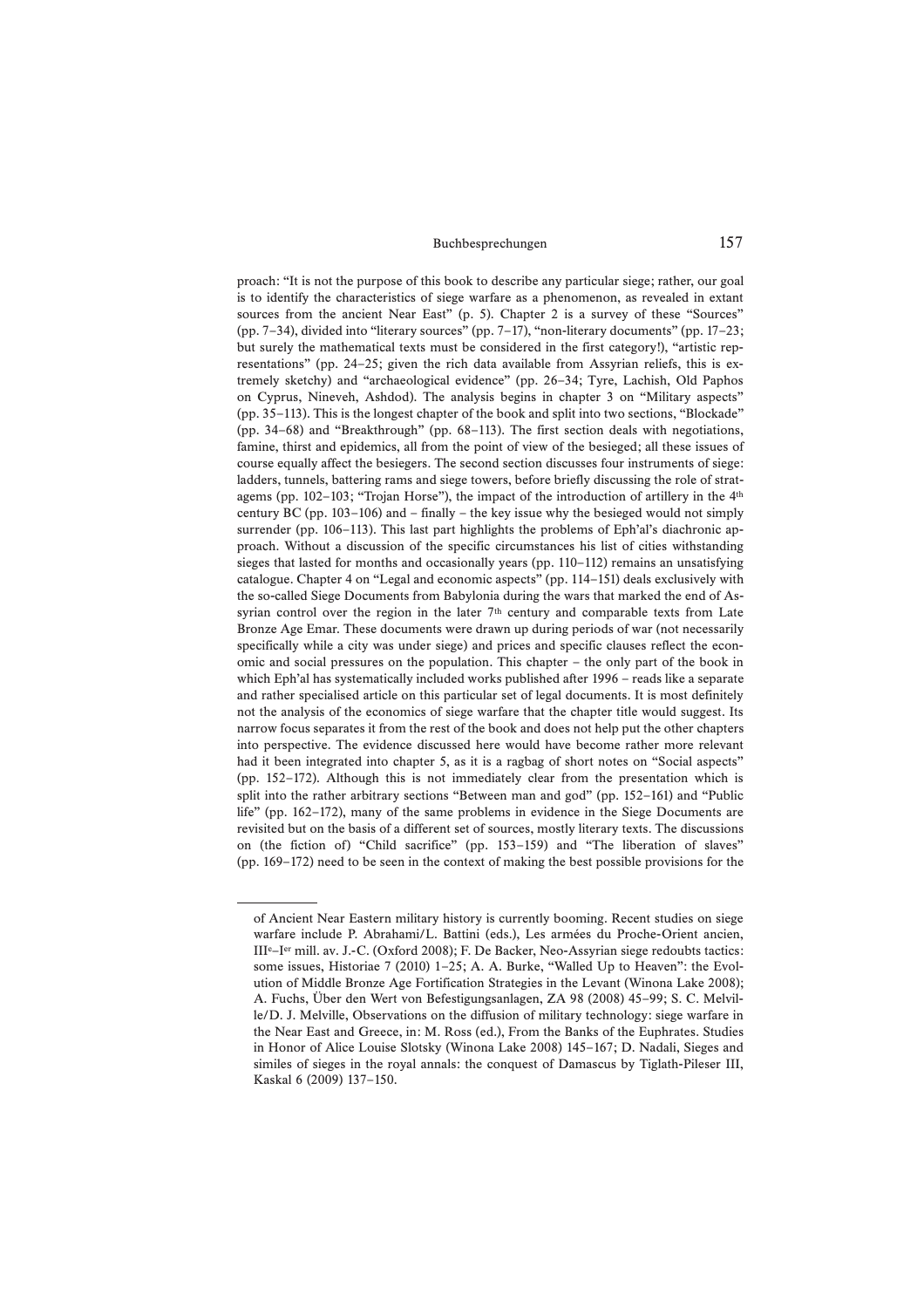proach: "It is not the purpose of this book to describe any particular siege; rather, our goal is to identify the characteristics of siege warfare as a phenomenon, as revealed in extant sources from the ancient Near East" (p. 5). Chapter 2 is a survey of these "Sources" (pp. 7–34), divided into "literary sources" (pp. 7–17), "non-literary documents" (pp. 17–23; but surely the mathematical texts must be considered in the first category!), "artistic representations" (pp. 24–25; given the rich data available from Assyrian reliefs, this is extremely sketchy) and "archaeological evidence" (pp. 26–34; Tyre, Lachish, Old Paphos on Cyprus, Nineveh, Ashdod). The analysis begins in chapter 3 on "Military aspects" (pp. 35–113). This is the longest chapter of the book and split into two sections, "Blockade" (pp. 34–68) and "Breakthrough" (pp. 68–113). The first section deals with negotiations, famine, thirst and epidemics, all from the point of view of the besieged; all these issues of course equally affect the besiegers. The second section discusses four instruments of siege: ladders, tunnels, battering rams and siege towers, before briefly discussing the role of stratagems (pp. 102–103; "Trojan Horse"), the impact of the introduction of artillery in the 4th century BC (pp. 103–106) and – finally – the key issue why the besieged would not simply surrender (pp. 106–113). This last part highlights the problems of Eph'al's diachronic approach. Without a discussion of the specific circumstances his list of cities withstanding sieges that lasted for months and occasionally years (pp. 110–112) remains an unsatisfying catalogue. Chapter 4 on "Legal and economic aspects" (pp. 114–151) deals exclusively with the so-called Siege Documents from Babylonia during the wars that marked the end of Assyrian control over the region in the later 7th century and comparable texts from Late Bronze Age Emar. These documents were drawn up during periods of war (not necessarily specifically while a city was under siege) and prices and specific clauses reflect the economic and social pressures on the population. This chapter – the only part of the book in which Eph'al has systematically included works published after 1996 – reads like a separate and rather specialised article on this particular set of legal documents. It is most definitely not the analysis of the economics of siege warfare that the chapter title would suggest. Its narrow focus separates it from the rest of the book and does not help put the other chapters into perspective. The evidence discussed here would have become rather more relevant had it been integrated into chapter 5, as it is a ragbag of short notes on "Social aspects" (pp. 152–172). Although this is not immediately clear from the presentation which is split into the rather arbitrary sections "Between man and god" (pp. 152–161) and "Public life" (pp. 162–172), many of the same problems in evidence in the Siege Documents are revisited but on the basis of a different set of sources, mostly literary texts. The discussions on (the fiction of) "Child sacrifice" (pp. 153–159) and "The liberation of slaves" (pp. 169–172) need to be seen in the context of making the best possible provisions for the

---

of Ancient Near Eastern military history is currently booming. Recent studies on siege warfare include P. Abrahami/L. Battini (eds.), Les armées du Proche-Orient ancien, IIIe–Ier mill. av. J.-C. (Oxford 2008); F. De Backer, Neo-Assyrian siege redoubts tactics: some issues, Historiae 7 (2010) 1–25; A. A. Burke, "Walled Up to Heaven": the Evolution of Middle Bronze Age Fortification Strategies in the Levant (Winona Lake 2008); A. Fuchs, Über den Wert von Befestigungsanlagen, ZA 98 (2008) 45–99; S. C. Melville/D. J. Melville, Observations on the diffusion of military technology: siege warfare in the Near East and Greece, in: M. Ross (ed.), From the Banks of the Euphrates. Studies in Honor of Alice Louise Slotsky (Winona Lake 2008) 145–167; D. Nadali, Sieges and similes of sieges in the royal annals: the conquest of Damascus by Tiglath-Pileser III, Kaskal 6 (2009) 137–150.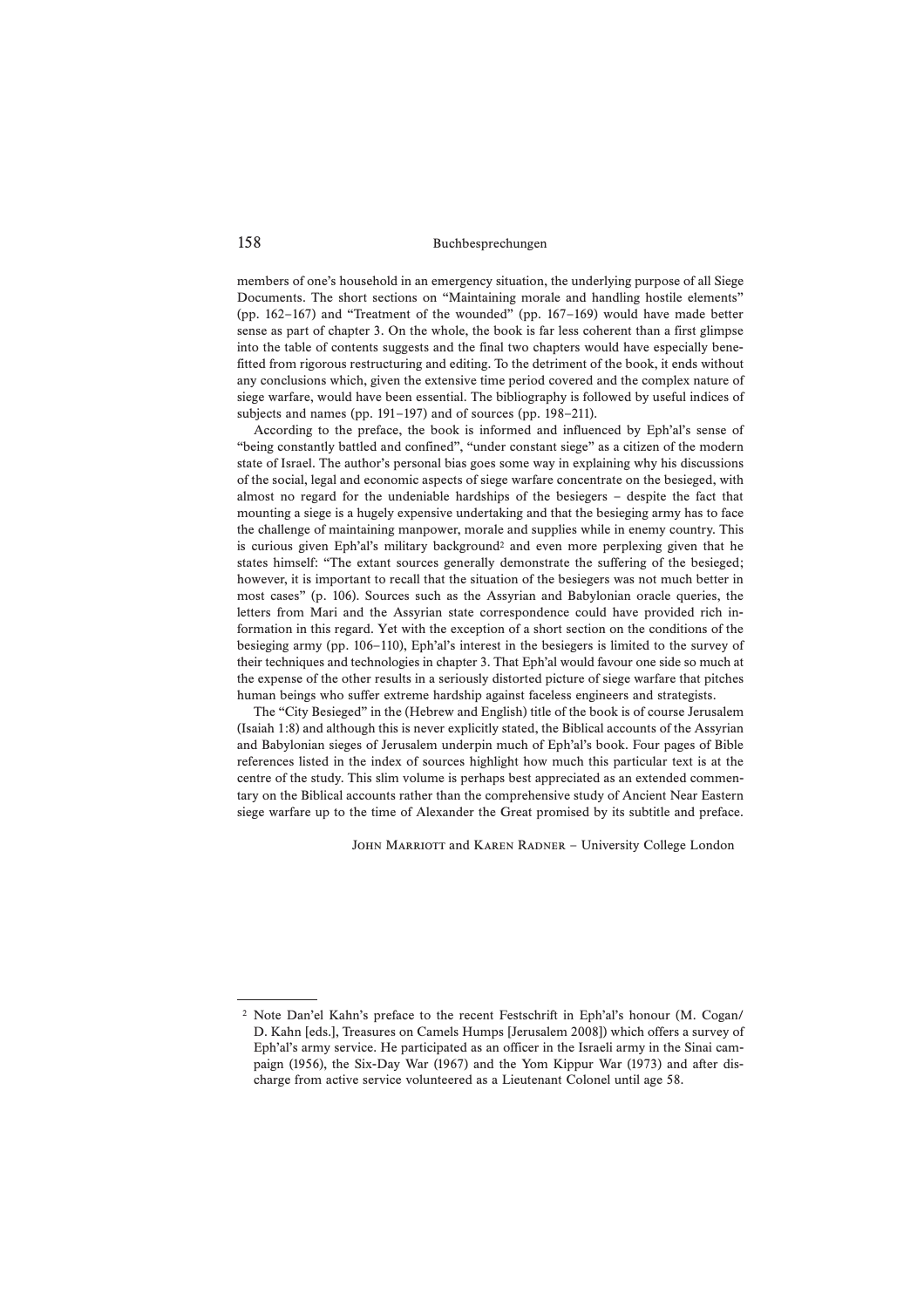members of one's household in an emergency situation, the underlying purpose of all Siege Documents. The short sections on "Maintaining morale and handling hostile elements" (pp. 162–167) and "Treatment of the wounded" (pp. 167–169) would have made better sense as part of chapter 3. On the whole, the book is far less coherent than a first glimpse into the table of contents suggests and the final two chapters would have especially benefitted from rigorous restructuring and editing. To the detriment of the book, it ends without any conclusions which, given the extensive time period covered and the complex nature of siege warfare, would have been essential. The bibliography is followed by useful indices of subjects and names (pp. 191–197) and of sources (pp. 198–211).

According to the preface, the book is informed and influenced by Eph'al's sense of "being constantly battled and confined", "under constant siege" as a citizen of the modern state of Israel. The author's personal bias goes some way in explaining why his discussions of the social, legal and economic aspects of siege warfare concentrate on the besieged, with almost no regard for the undeniable hardships of the besiegers – despite the fact that mounting a siege is a hugely expensive undertaking and that the besieging army has to face the challenge of maintaining manpower, morale and supplies while in enemy country. This is curious given Eph'al's military background[2] and even more perplexing given that he states himself: "The extant sources generally demonstrate the suffering of the besieged; however, it is important to recall that the situation of the besiegers was not much better in most cases" (p. 106). Sources such as the Assyrian and Babylonian oracle queries, the letters from Mari and the Assyrian state correspondence could have provided rich information in this regard. Yet with the exception of a short section on the conditions of the besieging army (pp. 106–110), Eph'al's interest in the besiegers is limited to the survey of their techniques and technologies in chapter 3. That Eph'al would favour one side so much at the expense of the other results in a seriously distorted picture of siege warfare that pitches human beings who suffer extreme hardship against faceless engineers and strategists.

The "City Besieged" in the (Hebrew and English) title of the book is of course Jerusalem (Isaiah 1:8) and although this is never explicitly stated, the Biblical accounts of the Assyrian and Babylonian sieges of Jerusalem underpin much of Eph'al's book. Four pages of Bible references listed in the index of sources highlight how much this particular text is at the centre of the study. This slim volume is perhaps best appreciated as an extended commentary on the Biblical accounts rather than the comprehensive study of Ancient Near Eastern siege warfare up to the time of Alexander the Great promised by its subtitle and preface.

John Marriott and Karen Radner – University College London

---

[2] Note Dan'el Kahn's preface to the recent Festschrift in Eph'al's honour (M. Cogan/ D. Kahn [eds.], Treasures on Camels Humps [Jerusalem 2008]) which offers a survey of Eph'al's army service. He participated as an officer in the Israeli army in the Sinai campaign (1956), the Six-Day War (1967) and the Yom Kippur War (1973) and after discharge from active service volunteered as a Lieutenant Colonel until age 58.